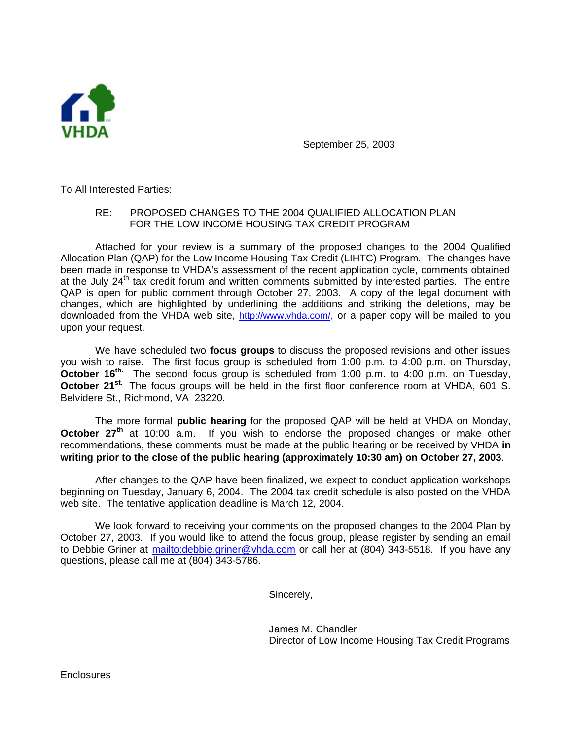VHDA

September 25, 2003

To All Interested Parties:

RE: PROPOSED CHANGES TO THE 2004 QUALIFIED ALLOCATION PLAN FOR THE LOW INCOME HOUSING TAX CREDIT PROGRAM

Attached for your review is a summary of the proposed changes to the 2004 Qualified Allocation Plan (QAP) for the Low Income Housing Tax Credit (LIHTC) Program. The changes have been made in response to VHDA's assessment of the recent application cycle, comments obtained at the July 24th tax credit forum and written comments submitted by interested parties. The entire QAP is open for public comment through October 27, 2003. A copy of the legal document with changes, which are highlighted by underlining the additions and striking the deletions, may be downloaded from the VHDA web site, http://www.vhda.com/, or a paper copy will be mailed to you upon your request.

We have scheduled two **focus groups** to discuss the proposed revisions and other issues you wish to raise. The first focus group is scheduled from 1:00 p.m. to 4:00 p.m. on Thursday, **October 16th.** The second focus group is scheduled from 1:00 p.m. to 4:00 p.m. on Tuesday, **October 21st.** The focus groups will be held in the first floor conference room at VHDA, 601 S. Belvidere St., Richmond, VA 23220.

The more formal **public hearing** for the proposed QAP will be held at VHDA on Monday, **October 27th** at 10:00 a.m. If you wish to endorse the proposed changes or make other recommendations, these comments must be made at the public hearing or be received by VHDA **in writing prior to the close of the public hearing (approximately 10:30 am) on October 27, 2003**.

After changes to the QAP have been finalized, we expect to conduct application workshops beginning on Tuesday, January 6, 2004. The 2004 tax credit schedule is also posted on the VHDA web site. The tentative application deadline is March 12, 2004.

We look forward to receiving your comments on the proposed changes to the 2004 Plan by October 27, 2003. If you would like to attend the focus group, please register by sending an email to Debbie Griner at mailto:debbie.griner@vhda.com or call her at (804) 343-5518. If you have any questions, please call me at (804) 343-5786.

Sincerely,

James M. Chandler
Director of Low Income Housing Tax Credit Programs

Enclosures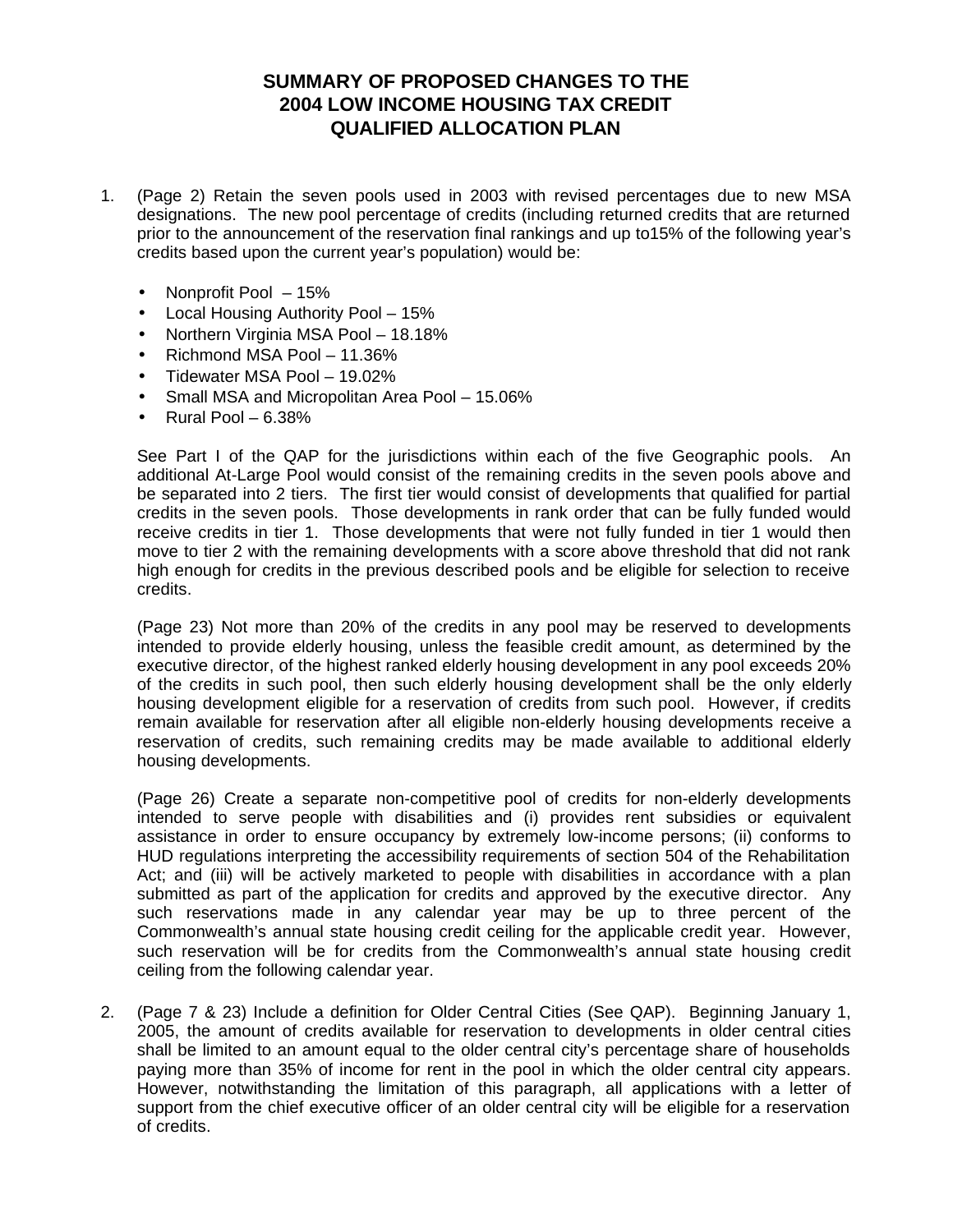# SUMMARY OF PROPOSED CHANGES TO THE 2004 LOW INCOME HOUSING TAX CREDIT QUALIFIED ALLOCATION PLAN

1. (Page 2) Retain the seven pools used in 2003 with revised percentages due to new MSA designations. The new pool percentage of credits (including returned credits that are returned prior to the announcement of the reservation final rankings and up to15% of the following year's credits based upon the current year's population) would be:

   - Nonprofit Pool – 15%
   - Local Housing Authority Pool – 15%
   - Northern Virginia MSA Pool – 18.18%
   - Richmond MSA Pool – 11.36%
   - Tidewater MSA Pool – 19.02%
   - Small MSA and Micropolitan Area Pool – 15.06%
   - Rural Pool – 6.38%

   See Part I of the QAP for the jurisdictions within each of the five Geographic pools. An additional At-Large Pool would consist of the remaining credits in the seven pools above and be separated into 2 tiers. The first tier would consist of developments that qualified for partial credits in the seven pools. Those developments in rank order that can be fully funded would receive credits in tier 1. Those developments that were not fully funded in tier 1 would then move to tier 2 with the remaining developments with a score above threshold that did not rank high enough for credits in the previous described pools and be eligible for selection to receive credits.

   (Page 23) Not more than 20% of the credits in any pool may be reserved to developments intended to provide elderly housing, unless the feasible credit amount, as determined by the executive director, of the highest ranked elderly housing development in any pool exceeds 20% of the credits in such pool, then such elderly housing development shall be the only elderly housing development eligible for a reservation of credits from such pool. However, if credits remain available for reservation after all eligible non-elderly housing developments receive a reservation of credits, such remaining credits may be made available to additional elderly housing developments.

   (Page 26) Create a separate non-competitive pool of credits for non-elderly developments intended to serve people with disabilities and (i) provides rent subsidies or equivalent assistance in order to ensure occupancy by extremely low-income persons; (ii) conforms to HUD regulations interpreting the accessibility requirements of section 504 of the Rehabilitation Act; and (iii) will be actively marketed to people with disabilities in accordance with a plan submitted as part of the application for credits and approved by the executive director. Any such reservations made in any calendar year may be up to three percent of the Commonwealth's annual state housing credit ceiling for the applicable credit year. However, such reservation will be for credits from the Commonwealth's annual state housing credit ceiling from the following calendar year.

2. (Page 7 & 23) Include a definition for Older Central Cities (See QAP). Beginning January 1, 2005, the amount of credits available for reservation to developments in older central cities shall be limited to an amount equal to the older central city's percentage share of households paying more than 35% of income for rent in the pool in which the older central city appears. However, notwithstanding the limitation of this paragraph, all applications with a letter of support from the chief executive officer of an older central city will be eligible for a reservation of credits.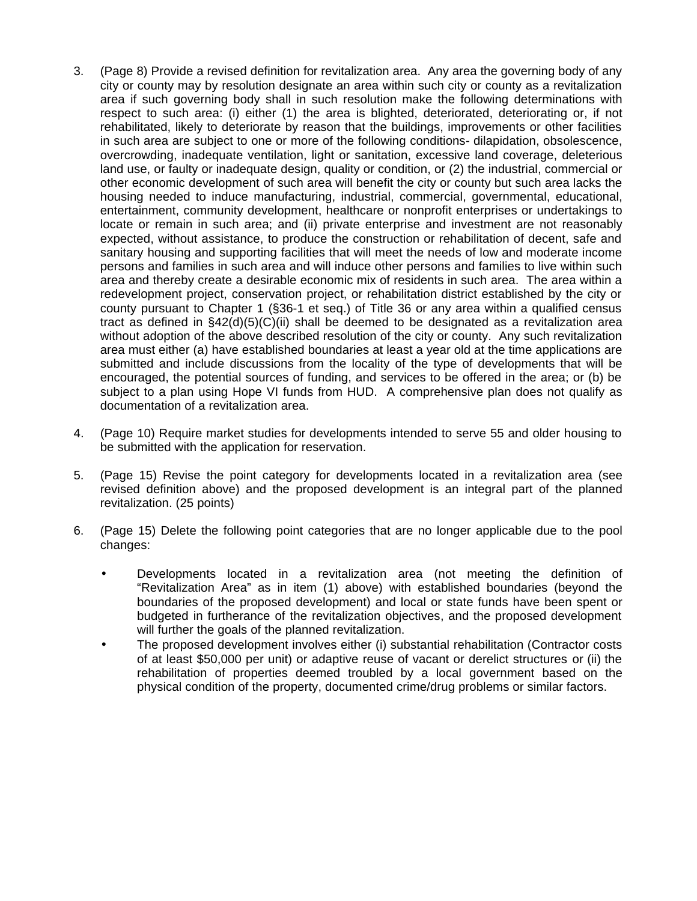3. (Page 8) Provide a revised definition for revitalization area. Any area the governing body of any city or county may by resolution designate an area within such city or county as a revitalization area if such governing body shall in such resolution make the following determinations with respect to such area: (i) either (1) the area is blighted, deteriorated, deteriorating or, if not rehabilitated, likely to deteriorate by reason that the buildings, improvements or other facilities in such area are subject to one or more of the following conditions- dilapidation, obsolescence, overcrowding, inadequate ventilation, light or sanitation, excessive land coverage, deleterious land use, or faulty or inadequate design, quality or condition, or (2) the industrial, commercial or other economic development of such area will benefit the city or county but such area lacks the housing needed to induce manufacturing, industrial, commercial, governmental, educational, entertainment, community development, healthcare or nonprofit enterprises or undertakings to locate or remain in such area; and (ii) private enterprise and investment are not reasonably expected, without assistance, to produce the construction or rehabilitation of decent, safe and sanitary housing and supporting facilities that will meet the needs of low and moderate income persons and families in such area and will induce other persons and families to live within such area and thereby create a desirable economic mix of residents in such area. The area within a redevelopment project, conservation project, or rehabilitation district established by the city or county pursuant to Chapter 1 (§36-1 et seq.) of Title 36 or any area within a qualified census tract as defined in §42(d)(5)(C)(ii) shall be deemed to be designated as a revitalization area without adoption of the above described resolution of the city or county. Any such revitalization area must either (a) have established boundaries at least a year old at the time applications are submitted and include discussions from the locality of the type of developments that will be encouraged, the potential sources of funding, and services to be offered in the area; or (b) be subject to a plan using Hope VI funds from HUD. A comprehensive plan does not qualify as documentation of a revitalization area.

4. (Page 10) Require market studies for developments intended to serve 55 and older housing to be submitted with the application for reservation.

5. (Page 15) Revise the point category for developments located in a revitalization area (see revised definition above) and the proposed development is an integral part of the planned revitalization. (25 points)

6. (Page 15) Delete the following point categories that are no longer applicable due to the pool changes:

    - Developments located in a revitalization area (not meeting the definition of "Revitalization Area" as in item (1) above) with established boundaries (beyond the boundaries of the proposed development) and local or state funds have been spent or budgeted in furtherance of the revitalization objectives, and the proposed development will further the goals of the planned revitalization.
    - The proposed development involves either (i) substantial rehabilitation (Contractor costs of at least $50,000 per unit) or adaptive reuse of vacant or derelict structures or (ii) the rehabilitation of properties deemed troubled by a local government based on the physical condition of the property, documented crime/drug problems or similar factors.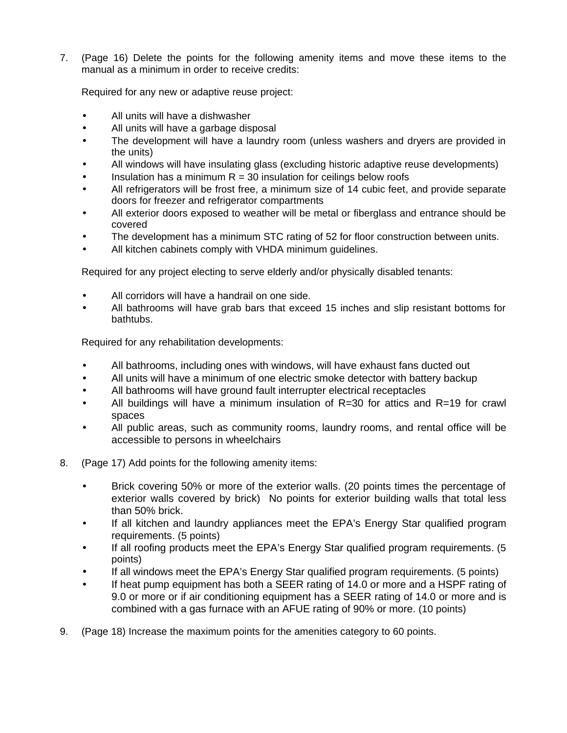7. (Page 16) Delete the points for the following amenity items and move these items to the manual as a minimum in order to receive credits:

   Required for any new or adaptive reuse project:

   - All units will have a dishwasher
   - All units will have a garbage disposal
   - The development will have a laundry room (unless washers and dryers are provided in the units)
   - All windows will have insulating glass (excluding historic adaptive reuse developments)
   - Insulation has a minimum R = 30 insulation for ceilings below roofs
   - All refrigerators will be frost free, a minimum size of 14 cubic feet, and provide separate doors for freezer and refrigerator compartments
   - All exterior doors exposed to weather will be metal or fiberglass and entrance should be covered
   - The development has a minimum STC rating of 52 for floor construction between units.
   - All kitchen cabinets comply with VHDA minimum guidelines.

   Required for any project electing to serve elderly and/or physically disabled tenants:

   - All corridors will have a handrail on one side.
   - All bathrooms will have grab bars that exceed 15 inches and slip resistant bottoms for bathtubs.

   Required for any rehabilitation developments:

   - All bathrooms, including ones with windows, will have exhaust fans ducted out
   - All units will have a minimum of one electric smoke detector with battery backup
   - All bathrooms will have ground fault interrupter electrical receptacles
   - All buildings will have a minimum insulation of R=30 for attics and R=19 for crawl spaces
   - All public areas, such as community rooms, laundry rooms, and rental office will be accessible to persons in wheelchairs

8. (Page 17) Add points for the following amenity items:

   - Brick covering 50% or more of the exterior walls. (20 points times the percentage of exterior walls covered by brick) No points for exterior building walls that total less than 50% brick.
   - If all kitchen and laundry appliances meet the EPA's Energy Star qualified program requirements. (5 points)
   - If all roofing products meet the EPA's Energy Star qualified program requirements. (5 points)
   - If all windows meet the EPA's Energy Star qualified program requirements. (5 points)
   - If heat pump equipment has both a SEER rating of 14.0 or more and a HSPF rating of 9.0 or more or if air conditioning equipment has a SEER rating of 14.0 or more and is combined with a gas furnace with an AFUE rating of 90% or more. (10 points)

9. (Page 18) Increase the maximum points for the amenities category to 60 points.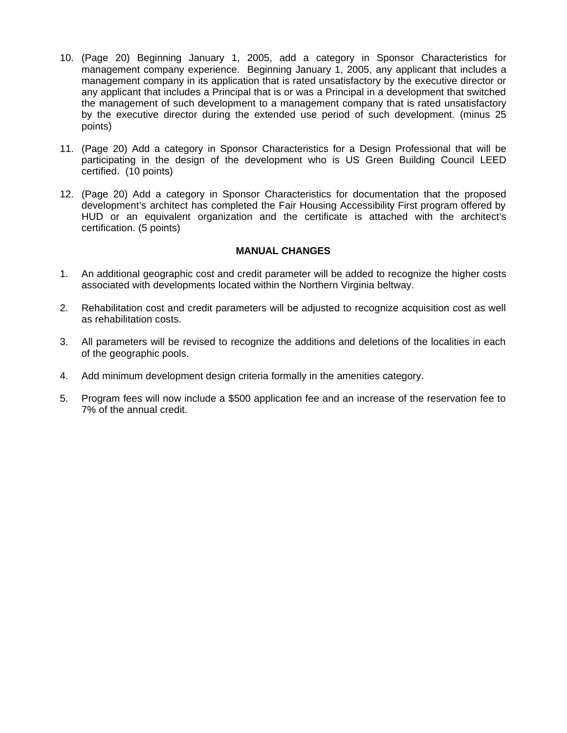10. (Page 20) Beginning January 1, 2005, add a category in Sponsor Characteristics for management company experience. Beginning January 1, 2005, any applicant that includes a management company in its application that is rated unsatisfactory by the executive director or any applicant that includes a Principal that is or was a Principal in a development that switched the management of such development to a management company that is rated unsatisfactory by the executive director during the extended use period of such development. (minus 25 points)

11. (Page 20) Add a category in Sponsor Characteristics for a Design Professional that will be participating in the design of the development who is US Green Building Council LEED certified. (10 points)

12. (Page 20) Add a category in Sponsor Characteristics for documentation that the proposed development's architect has completed the Fair Housing Accessibility First program offered by HUD or an equivalent organization and the certificate is attached with the architect's certification. (5 points)

**MANUAL CHANGES**

1. An additional geographic cost and credit parameter will be added to recognize the higher costs associated with developments located within the Northern Virginia beltway.

2. Rehabilitation cost and credit parameters will be adjusted to recognize acquisition cost as well as rehabilitation costs.

3. All parameters will be revised to recognize the additions and deletions of the localities in each of the geographic pools.

4. Add minimum development design criteria formally in the amenities category.

5. Program fees will now include a $500 application fee and an increase of the reservation fee to 7% of the annual credit.